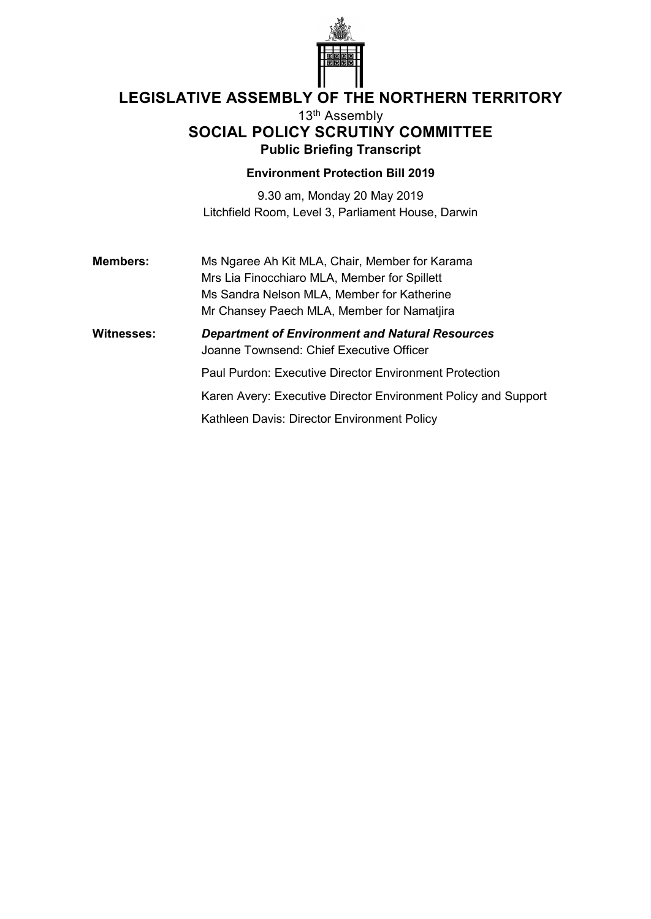# LEGISLATIVE ASSEMBLY OF THE NORTHERN TERRITORY

13th Assembly

## SOCIAL POLICY SCRUTINY COMMITTEE

### Public Briefing Transcript

**Environment Protection Bill 2019**

9.30 am, Monday 20 May 2019
Litchfield Room, Level 3, Parliament House, Darwin

| | |
|---|---|
| **Members:** | Ms Ngaree Ah Kit MLA, Chair, Member for Karama<br>Mrs Lia Finocchiaro MLA, Member for Spillett<br>Ms Sandra Nelson MLA, Member for Katherine<br>Mr Chansey Paech MLA, Member for Namatjira |
| **Witnesses:** | ***Department of Environment and Natural Resources***<br>Joanne Townsend: Chief Executive Officer<br>Paul Purdon: Executive Director Environment Protection<br>Karen Avery: Executive Director Environment Policy and Support<br>Kathleen Davis: Director Environment Policy |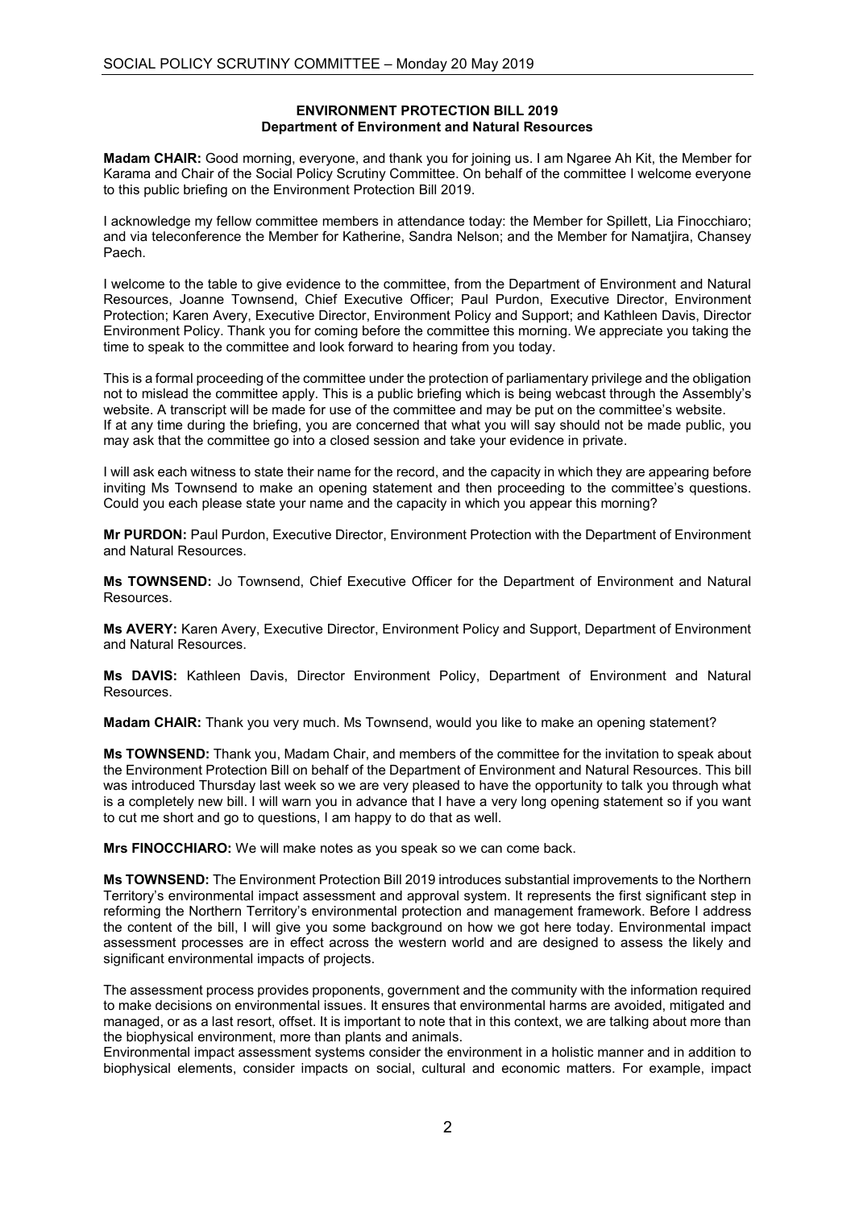**ENVIRONMENT PROTECTION BILL 2019**
**Department of Environment and Natural Resources**

**Madam CHAIR:** Good morning, everyone, and thank you for joining us. I am Ngaree Ah Kit, the Member for Karama and Chair of the Social Policy Scrutiny Committee. On behalf of the committee I welcome everyone to this public briefing on the Environment Protection Bill 2019.

I acknowledge my fellow committee members in attendance today: the Member for Spillett, Lia Finocchiaro; and via teleconference the Member for Katherine, Sandra Nelson; and the Member for Namatjira, Chansey Paech.

I welcome to the table to give evidence to the committee, from the Department of Environment and Natural Resources, Joanne Townsend, Chief Executive Officer; Paul Purdon, Executive Director, Environment Protection; Karen Avery, Executive Director, Environment Policy and Support; and Kathleen Davis, Director Environment Policy. Thank you for coming before the committee this morning. We appreciate you taking the time to speak to the committee and look forward to hearing from you today.

This is a formal proceeding of the committee under the protection of parliamentary privilege and the obligation not to mislead the committee apply. This is a public briefing which is being webcast through the Assembly's website. A transcript will be made for use of the committee and may be put on the committee's website.
If at any time during the briefing, you are concerned that what you will say should not be made public, you may ask that the committee go into a closed session and take your evidence in private.

I will ask each witness to state their name for the record, and the capacity in which they are appearing before inviting Ms Townsend to make an opening statement and then proceeding to the committee's questions. Could you each please state your name and the capacity in which you appear this morning?

**Mr PURDON:** Paul Purdon, Executive Director, Environment Protection with the Department of Environment and Natural Resources.

**Ms TOWNSEND:** Jo Townsend, Chief Executive Officer for the Department of Environment and Natural Resources.

**Ms AVERY:** Karen Avery, Executive Director, Environment Policy and Support, Department of Environment and Natural Resources.

**Ms DAVIS:** Kathleen Davis, Director Environment Policy, Department of Environment and Natural Resources.

**Madam CHAIR:** Thank you very much. Ms Townsend, would you like to make an opening statement?

**Ms TOWNSEND:** Thank you, Madam Chair, and members of the committee for the invitation to speak about the Environment Protection Bill on behalf of the Department of Environment and Natural Resources. This bill was introduced Thursday last week so we are very pleased to have the opportunity to talk you through what is a completely new bill. I will warn you in advance that I have a very long opening statement so if you want to cut me short and go to questions, I am happy to do that as well.

**Mrs FINOCCHIARO:** We will make notes as you speak so we can come back.

**Ms TOWNSEND:** The Environment Protection Bill 2019 introduces substantial improvements to the Northern Territory's environmental impact assessment and approval system. It represents the first significant step in reforming the Northern Territory's environmental protection and management framework. Before I address the content of the bill, I will give you some background on how we got here today. Environmental impact assessment processes are in effect across the western world and are designed to assess the likely and significant environmental impacts of projects.

The assessment process provides proponents, government and the community with the information required to make decisions on environmental issues. It ensures that environmental harms are avoided, mitigated and managed, or as a last resort, offset. It is important to note that in this context, we are talking about more than the biophysical environment, more than plants and animals.
Environmental impact assessment systems consider the environment in a holistic manner and in addition to biophysical elements, consider impacts on social, cultural and economic matters. For example, impact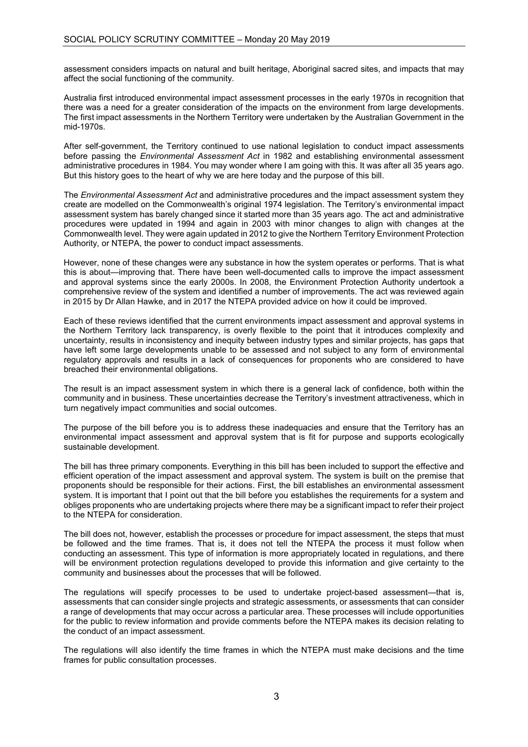assessment considers impacts on natural and built heritage, Aboriginal sacred sites, and impacts that may affect the social functioning of the community.

Australia first introduced environmental impact assessment processes in the early 1970s in recognition that there was a need for a greater consideration of the impacts on the environment from large developments. The first impact assessments in the Northern Territory were undertaken by the Australian Government in the mid-1970s.

After self-government, the Territory continued to use national legislation to conduct impact assessments before passing the *Environmental Assessment Act* in 1982 and establishing environmental assessment administrative procedures in 1984. You may wonder where I am going with this. It was after all 35 years ago. But this history goes to the heart of why we are here today and the purpose of this bill.

The *Environmental Assessment Act* and administrative procedures and the impact assessment system they create are modelled on the Commonwealth's original 1974 legislation. The Territory's environmental impact assessment system has barely changed since it started more than 35 years ago. The act and administrative procedures were updated in 1994 and again in 2003 with minor changes to align with changes at the Commonwealth level. They were again updated in 2012 to give the Northern Territory Environment Protection Authority, or NTEPA, the power to conduct impact assessments.

However, none of these changes were any substance in how the system operates or performs. That is what this is about—improving that. There have been well-documented calls to improve the impact assessment and approval systems since the early 2000s. In 2008, the Environment Protection Authority undertook a comprehensive review of the system and identified a number of improvements. The act was reviewed again in 2015 by Dr Allan Hawke, and in 2017 the NTEPA provided advice on how it could be improved.

Each of these reviews identified that the current environments impact assessment and approval systems in the Northern Territory lack transparency, is overly flexible to the point that it introduces complexity and uncertainty, results in inconsistency and inequity between industry types and similar projects, has gaps that have left some large developments unable to be assessed and not subject to any form of environmental regulatory approvals and results in a lack of consequences for proponents who are considered to have breached their environmental obligations.

The result is an impact assessment system in which there is a general lack of confidence, both within the community and in business. These uncertainties decrease the Territory's investment attractiveness, which in turn negatively impact communities and social outcomes.

The purpose of the bill before you is to address these inadequacies and ensure that the Territory has an environmental impact assessment and approval system that is fit for purpose and supports ecologically sustainable development.

The bill has three primary components. Everything in this bill has been included to support the effective and efficient operation of the impact assessment and approval system. The system is built on the premise that proponents should be responsible for their actions. First, the bill establishes an environmental assessment system. It is important that I point out that the bill before you establishes the requirements for a system and obliges proponents who are undertaking projects where there may be a significant impact to refer their project to the NTEPA for consideration.

The bill does not, however, establish the processes or procedure for impact assessment, the steps that must be followed and the time frames. That is, it does not tell the NTEPA the process it must follow when conducting an assessment. This type of information is more appropriately located in regulations, and there will be environment protection regulations developed to provide this information and give certainty to the community and businesses about the processes that will be followed.

The regulations will specify processes to be used to undertake project-based assessment—that is, assessments that can consider single projects and strategic assessments, or assessments that can consider a range of developments that may occur across a particular area. These processes will include opportunities for the public to review information and provide comments before the NTEPA makes its decision relating to the conduct of an impact assessment.

The regulations will also identify the time frames in which the NTEPA must make decisions and the time frames for public consultation processes.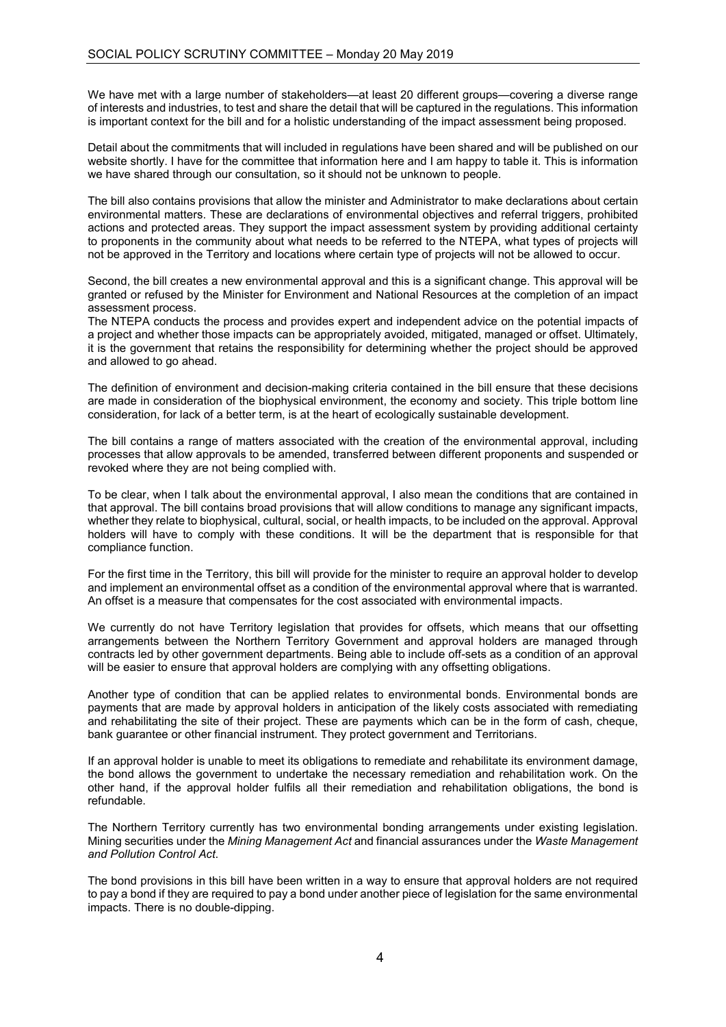We have met with a large number of stakeholders—at least 20 different groups—covering a diverse range of interests and industries, to test and share the detail that will be captured in the regulations. This information is important context for the bill and for a holistic understanding of the impact assessment being proposed.

Detail about the commitments that will included in regulations have been shared and will be published on our website shortly. I have for the committee that information here and I am happy to table it. This is information we have shared through our consultation, so it should not be unknown to people.

The bill also contains provisions that allow the minister and Administrator to make declarations about certain environmental matters. These are declarations of environmental objectives and referral triggers, prohibited actions and protected areas. They support the impact assessment system by providing additional certainty to proponents in the community about what needs to be referred to the NTEPA, what types of projects will not be approved in the Territory and locations where certain type of projects will not be allowed to occur.

Second, the bill creates a new environmental approval and this is a significant change. This approval will be granted or refused by the Minister for Environment and National Resources at the completion of an impact assessment process.

The NTEPA conducts the process and provides expert and independent advice on the potential impacts of a project and whether those impacts can be appropriately avoided, mitigated, managed or offset. Ultimately, it is the government that retains the responsibility for determining whether the project should be approved and allowed to go ahead.

The definition of environment and decision-making criteria contained in the bill ensure that these decisions are made in consideration of the biophysical environment, the economy and society. This triple bottom line consideration, for lack of a better term, is at the heart of ecologically sustainable development.

The bill contains a range of matters associated with the creation of the environmental approval, including processes that allow approvals to be amended, transferred between different proponents and suspended or revoked where they are not being complied with.

To be clear, when I talk about the environmental approval, I also mean the conditions that are contained in that approval. The bill contains broad provisions that will allow conditions to manage any significant impacts, whether they relate to biophysical, cultural, social, or health impacts, to be included on the approval. Approval holders will have to comply with these conditions. It will be the department that is responsible for that compliance function.

For the first time in the Territory, this bill will provide for the minister to require an approval holder to develop and implement an environmental offset as a condition of the environmental approval where that is warranted. An offset is a measure that compensates for the cost associated with environmental impacts.

We currently do not have Territory legislation that provides for offsets, which means that our offsetting arrangements between the Northern Territory Government and approval holders are managed through contracts led by other government departments. Being able to include off-sets as a condition of an approval will be easier to ensure that approval holders are complying with any offsetting obligations.

Another type of condition that can be applied relates to environmental bonds. Environmental bonds are payments that are made by approval holders in anticipation of the likely costs associated with remediating and rehabilitating the site of their project. These are payments which can be in the form of cash, cheque, bank guarantee or other financial instrument. They protect government and Territorians.

If an approval holder is unable to meet its obligations to remediate and rehabilitate its environment damage, the bond allows the government to undertake the necessary remediation and rehabilitation work. On the other hand, if the approval holder fulfils all their remediation and rehabilitation obligations, the bond is refundable.

The Northern Territory currently has two environmental bonding arrangements under existing legislation. Mining securities under the *Mining Management Act* and financial assurances under the *Waste Management and Pollution Control Act*.

The bond provisions in this bill have been written in a way to ensure that approval holders are not required to pay a bond if they are required to pay a bond under another piece of legislation for the same environmental impacts. There is no double-dipping.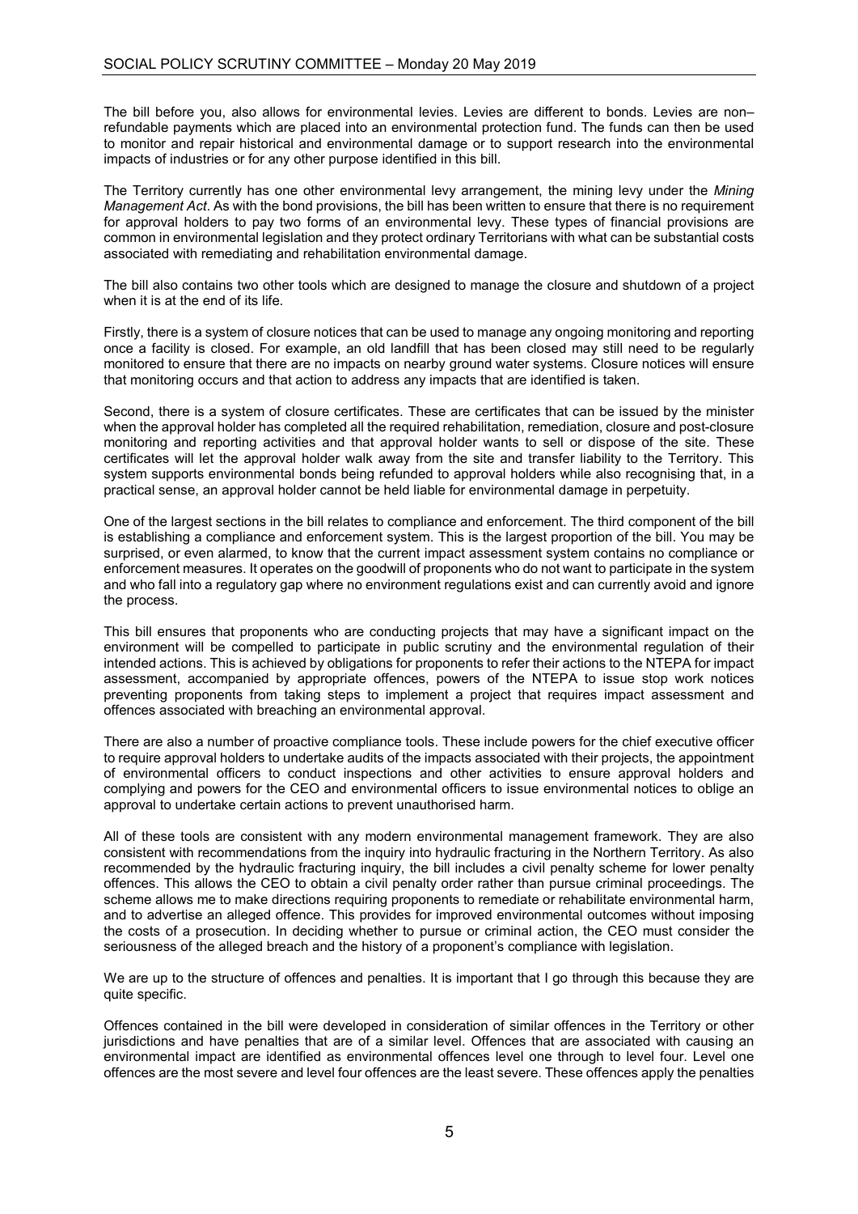The bill before you, also allows for environmental levies. Levies are different to bonds. Levies are non–refundable payments which are placed into an environmental protection fund. The funds can then be used to monitor and repair historical and environmental damage or to support research into the environmental impacts of industries or for any other purpose identified in this bill.

The Territory currently has one other environmental levy arrangement, the mining levy under the *Mining Management Act*. As with the bond provisions, the bill has been written to ensure that there is no requirement for approval holders to pay two forms of an environmental levy. These types of financial provisions are common in environmental legislation and they protect ordinary Territorians with what can be substantial costs associated with remediating and rehabilitation environmental damage.

The bill also contains two other tools which are designed to manage the closure and shutdown of a project when it is at the end of its life.

Firstly, there is a system of closure notices that can be used to manage any ongoing monitoring and reporting once a facility is closed. For example, an old landfill that has been closed may still need to be regularly monitored to ensure that there are no impacts on nearby ground water systems. Closure notices will ensure that monitoring occurs and that action to address any impacts that are identified is taken.

Second, there is a system of closure certificates. These are certificates that can be issued by the minister when the approval holder has completed all the required rehabilitation, remediation, closure and post-closure monitoring and reporting activities and that approval holder wants to sell or dispose of the site. These certificates will let the approval holder walk away from the site and transfer liability to the Territory. This system supports environmental bonds being refunded to approval holders while also recognising that, in a practical sense, an approval holder cannot be held liable for environmental damage in perpetuity.

One of the largest sections in the bill relates to compliance and enforcement. The third component of the bill is establishing a compliance and enforcement system. This is the largest proportion of the bill. You may be surprised, or even alarmed, to know that the current impact assessment system contains no compliance or enforcement measures. It operates on the goodwill of proponents who do not want to participate in the system and who fall into a regulatory gap where no environment regulations exist and can currently avoid and ignore the process.

This bill ensures that proponents who are conducting projects that may have a significant impact on the environment will be compelled to participate in public scrutiny and the environmental regulation of their intended actions. This is achieved by obligations for proponents to refer their actions to the NTEPA for impact assessment, accompanied by appropriate offences, powers of the NTEPA to issue stop work notices preventing proponents from taking steps to implement a project that requires impact assessment and offences associated with breaching an environmental approval.

There are also a number of proactive compliance tools. These include powers for the chief executive officer to require approval holders to undertake audits of the impacts associated with their projects, the appointment of environmental officers to conduct inspections and other activities to ensure approval holders and complying and powers for the CEO and environmental officers to issue environmental notices to oblige an approval to undertake certain actions to prevent unauthorised harm.

All of these tools are consistent with any modern environmental management framework. They are also consistent with recommendations from the inquiry into hydraulic fracturing in the Northern Territory. As also recommended by the hydraulic fracturing inquiry, the bill includes a civil penalty scheme for lower penalty offences. This allows the CEO to obtain a civil penalty order rather than pursue criminal proceedings. The scheme allows me to make directions requiring proponents to remediate or rehabilitate environmental harm, and to advertise an alleged offence. This provides for improved environmental outcomes without imposing the costs of a prosecution. In deciding whether to pursue or criminal action, the CEO must consider the seriousness of the alleged breach and the history of a proponent's compliance with legislation.

We are up to the structure of offences and penalties. It is important that I go through this because they are quite specific.

Offences contained in the bill were developed in consideration of similar offences in the Territory or other jurisdictions and have penalties that are of a similar level. Offences that are associated with causing an environmental impact are identified as environmental offences level one through to level four. Level one offences are the most severe and level four offences are the least severe. These offences apply the penalties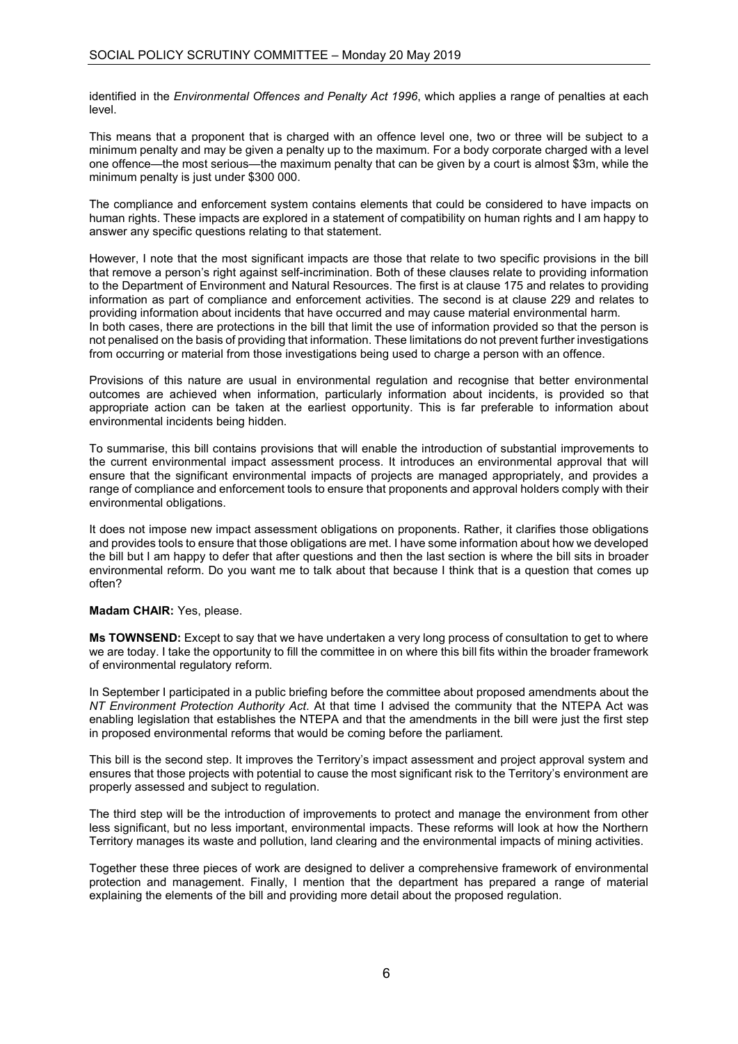identified in the *Environmental Offences and Penalty Act 1996*, which applies a range of penalties at each level.

This means that a proponent that is charged with an offence level one, two or three will be subject to a minimum penalty and may be given a penalty up to the maximum. For a body corporate charged with a level one offence—the most serious—the maximum penalty that can be given by a court is almost $3m, while the minimum penalty is just under $300 000.

The compliance and enforcement system contains elements that could be considered to have impacts on human rights. These impacts are explored in a statement of compatibility on human rights and I am happy to answer any specific questions relating to that statement.

However, I note that the most significant impacts are those that relate to two specific provisions in the bill that remove a person's right against self-incrimination. Both of these clauses relate to providing information to the Department of Environment and Natural Resources. The first is at clause 175 and relates to providing information as part of compliance and enforcement activities. The second is at clause 229 and relates to providing information about incidents that have occurred and may cause material environmental harm.
In both cases, there are protections in the bill that limit the use of information provided so that the person is not penalised on the basis of providing that information. These limitations do not prevent further investigations from occurring or material from those investigations being used to charge a person with an offence.

Provisions of this nature are usual in environmental regulation and recognise that better environmental outcomes are achieved when information, particularly information about incidents, is provided so that appropriate action can be taken at the earliest opportunity. This is far preferable to information about environmental incidents being hidden.

To summarise, this bill contains provisions that will enable the introduction of substantial improvements to the current environmental impact assessment process. It introduces an environmental approval that will ensure that the significant environmental impacts of projects are managed appropriately, and provides a range of compliance and enforcement tools to ensure that proponents and approval holders comply with their environmental obligations.

It does not impose new impact assessment obligations on proponents. Rather, it clarifies those obligations and provides tools to ensure that those obligations are met. I have some information about how we developed the bill but I am happy to defer that after questions and then the last section is where the bill sits in broader environmental reform. Do you want me to talk about that because I think that is a question that comes up often?

**Madam CHAIR:** Yes, please.

**Ms TOWNSEND:** Except to say that we have undertaken a very long process of consultation to get to where we are today. I take the opportunity to fill the committee in on where this bill fits within the broader framework of environmental regulatory reform.

In September I participated in a public briefing before the committee about proposed amendments about the *NT Environment Protection Authority Act*. At that time I advised the community that the NTEPA Act was enabling legislation that establishes the NTEPA and that the amendments in the bill were just the first step in proposed environmental reforms that would be coming before the parliament.

This bill is the second step. It improves the Territory's impact assessment and project approval system and ensures that those projects with potential to cause the most significant risk to the Territory's environment are properly assessed and subject to regulation.

The third step will be the introduction of improvements to protect and manage the environment from other less significant, but no less important, environmental impacts. These reforms will look at how the Northern Territory manages its waste and pollution, land clearing and the environmental impacts of mining activities.

Together these three pieces of work are designed to deliver a comprehensive framework of environmental protection and management. Finally, I mention that the department has prepared a range of material explaining the elements of the bill and providing more detail about the proposed regulation.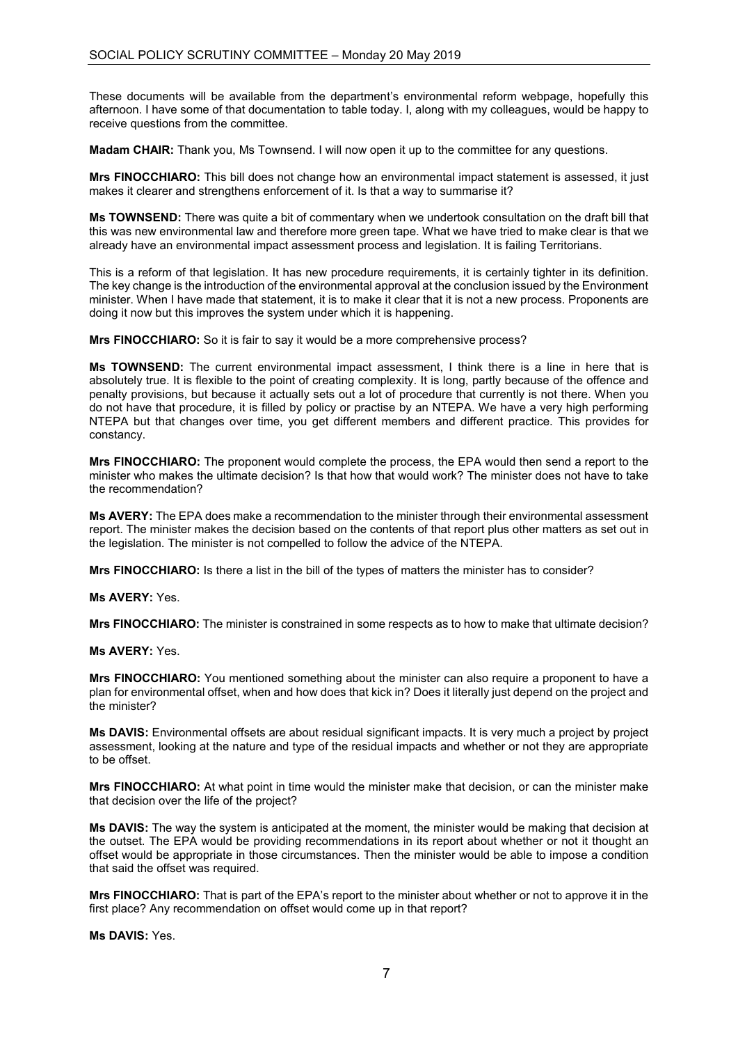These documents will be available from the department's environmental reform webpage, hopefully this afternoon. I have some of that documentation to table today. I, along with my colleagues, would be happy to receive questions from the committee.

**Madam CHAIR:** Thank you, Ms Townsend. I will now open it up to the committee for any questions.

**Mrs FINOCCHIARO:** This bill does not change how an environmental impact statement is assessed, it just makes it clearer and strengthens enforcement of it. Is that a way to summarise it?

**Ms TOWNSEND:** There was quite a bit of commentary when we undertook consultation on the draft bill that this was new environmental law and therefore more green tape. What we have tried to make clear is that we already have an environmental impact assessment process and legislation. It is failing Territorians.

This is a reform of that legislation. It has new procedure requirements, it is certainly tighter in its definition. The key change is the introduction of the environmental approval at the conclusion issued by the Environment minister. When I have made that statement, it is to make it clear that it is not a new process. Proponents are doing it now but this improves the system under which it is happening.

**Mrs FINOCCHIARO:** So it is fair to say it would be a more comprehensive process?

**Ms TOWNSEND:** The current environmental impact assessment, I think there is a line in here that is absolutely true. It is flexible to the point of creating complexity. It is long, partly because of the offence and penalty provisions, but because it actually sets out a lot of procedure that currently is not there. When you do not have that procedure, it is filled by policy or practise by an NTEPA. We have a very high performing NTEPA but that changes over time, you get different members and different practice. This provides for constancy.

**Mrs FINOCCHIARO:** The proponent would complete the process, the EPA would then send a report to the minister who makes the ultimate decision? Is that how that would work? The minister does not have to take the recommendation?

**Ms AVERY:** The EPA does make a recommendation to the minister through their environmental assessment report. The minister makes the decision based on the contents of that report plus other matters as set out in the legislation. The minister is not compelled to follow the advice of the NTEPA.

**Mrs FINOCCHIARO:** Is there a list in the bill of the types of matters the minister has to consider?

**Ms AVERY:** Yes.

**Mrs FINOCCHIARO:** The minister is constrained in some respects as to how to make that ultimate decision?

**Ms AVERY:** Yes.

**Mrs FINOCCHIARO:** You mentioned something about the minister can also require a proponent to have a plan for environmental offset, when and how does that kick in? Does it literally just depend on the project and the minister?

**Ms DAVIS:** Environmental offsets are about residual significant impacts. It is very much a project by project assessment, looking at the nature and type of the residual impacts and whether or not they are appropriate to be offset.

**Mrs FINOCCHIARO:** At what point in time would the minister make that decision, or can the minister make that decision over the life of the project?

**Ms DAVIS:** The way the system is anticipated at the moment, the minister would be making that decision at the outset. The EPA would be providing recommendations in its report about whether or not it thought an offset would be appropriate in those circumstances. Then the minister would be able to impose a condition that said the offset was required.

**Mrs FINOCCHIARO:** That is part of the EPA's report to the minister about whether or not to approve it in the first place? Any recommendation on offset would come up in that report?

**Ms DAVIS:** Yes.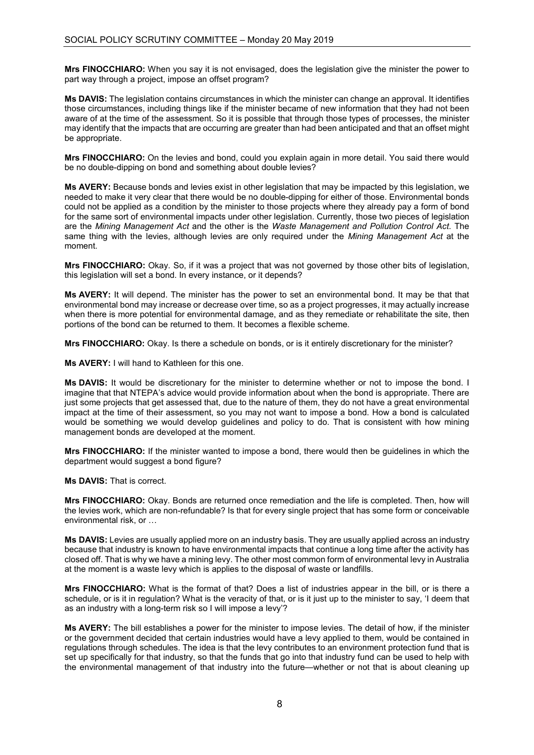**Mrs FINOCCHIARO:** When you say it is not envisaged, does the legislation give the minister the power to part way through a project, impose an offset program?

**Ms DAVIS:** The legislation contains circumstances in which the minister can change an approval. It identifies those circumstances, including things like if the minister became of new information that they had not been aware of at the time of the assessment. So it is possible that through those types of processes, the minister may identify that the impacts that are occurring are greater than had been anticipated and that an offset might be appropriate.

**Mrs FINOCCHIARO:** On the levies and bond, could you explain again in more detail. You said there would be no double-dipping on bond and something about double levies?

**Ms AVERY:** Because bonds and levies exist in other legislation that may be impacted by this legislation, we needed to make it very clear that there would be no double-dipping for either of those. Environmental bonds could not be applied as a condition by the minister to those projects where they already pay a form of bond for the same sort of environmental impacts under other legislation. Currently, those two pieces of legislation are the *Mining Management Act* and the other is the *Waste Management and Pollution Control Act*. The same thing with the levies, although levies are only required under the *Mining Management Act* at the moment.

**Mrs FINOCCHIARO:** Okay. So, if it was a project that was not governed by those other bits of legislation, this legislation will set a bond. In every instance, or it depends?

**Ms AVERY:** It will depend. The minister has the power to set an environmental bond. It may be that that environmental bond may increase or decrease over time, so as a project progresses, it may actually increase when there is more potential for environmental damage, and as they remediate or rehabilitate the site, then portions of the bond can be returned to them. It becomes a flexible scheme.

**Mrs FINOCCHIARO:** Okay. Is there a schedule on bonds, or is it entirely discretionary for the minister?

**Ms AVERY:** I will hand to Kathleen for this one.

**Ms DAVIS:** It would be discretionary for the minister to determine whether or not to impose the bond. I imagine that that NTEPA's advice would provide information about when the bond is appropriate. There are just some projects that get assessed that, due to the nature of them, they do not have a great environmental impact at the time of their assessment, so you may not want to impose a bond. How a bond is calculated would be something we would develop guidelines and policy to do. That is consistent with how mining management bonds are developed at the moment.

**Mrs FINOCCHIARO:** If the minister wanted to impose a bond, there would then be guidelines in which the department would suggest a bond figure?

**Ms DAVIS:** That is correct.

**Mrs FINOCCHIARO:** Okay. Bonds are returned once remediation and the life is completed. Then, how will the levies work, which are non-refundable? Is that for every single project that has some form or conceivable environmental risk, or …

**Ms DAVIS:** Levies are usually applied more on an industry basis. They are usually applied across an industry because that industry is known to have environmental impacts that continue a long time after the activity has closed off. That is why we have a mining levy. The other most common form of environmental levy in Australia at the moment is a waste levy which is applies to the disposal of waste or landfills.

**Mrs FINOCCHIARO:** What is the format of that? Does a list of industries appear in the bill, or is there a schedule, or is it in regulation? What is the veracity of that, or is it just up to the minister to say, 'I deem that as an industry with a long-term risk so I will impose a levy'?

**Ms AVERY:** The bill establishes a power for the minister to impose levies. The detail of how, if the minister or the government decided that certain industries would have a levy applied to them, would be contained in regulations through schedules. The idea is that the levy contributes to an environment protection fund that is set up specifically for that industry, so that the funds that go into that industry fund can be used to help with the environmental management of that industry into the future—whether or not that is about cleaning up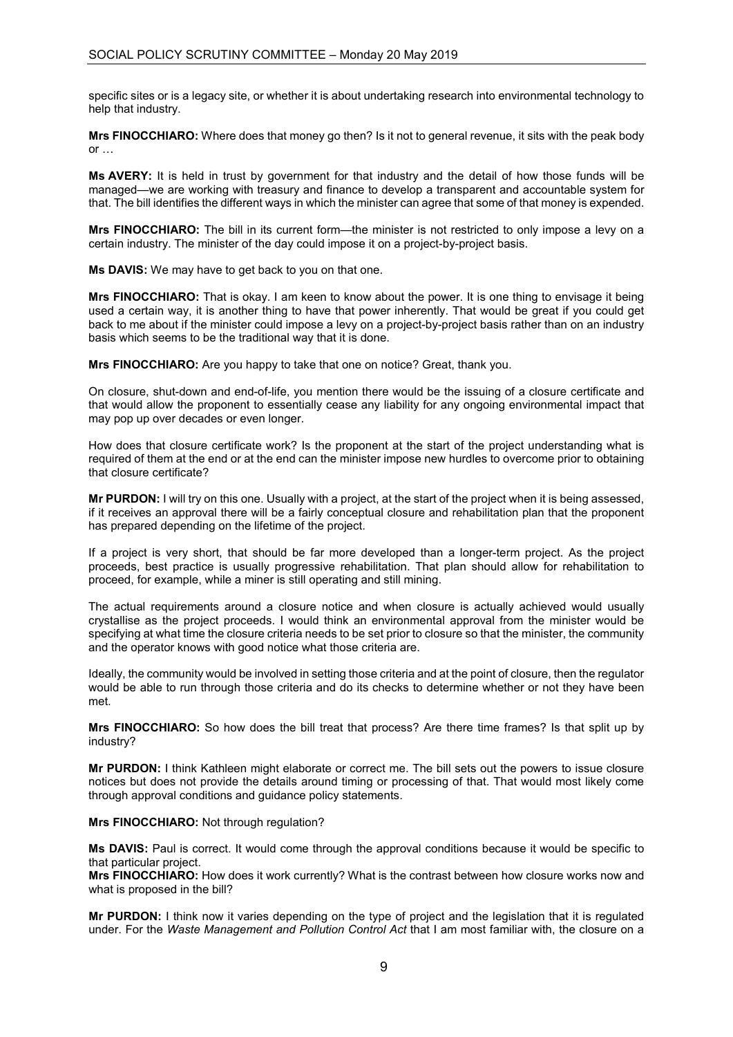specific sites or is a legacy site, or whether it is about undertaking research into environmental technology to help that industry.

**Mrs FINOCCHIARO:** Where does that money go then? Is it not to general revenue, it sits with the peak body or …

**Ms AVERY:** It is held in trust by government for that industry and the detail of how those funds will be managed—we are working with treasury and finance to develop a transparent and accountable system for that. The bill identifies the different ways in which the minister can agree that some of that money is expended.

**Mrs FINOCCHIARO:** The bill in its current form—the minister is not restricted to only impose a levy on a certain industry. The minister of the day could impose it on a project-by-project basis.

**Ms DAVIS:** We may have to get back to you on that one.

**Mrs FINOCCHIARO:** That is okay. I am keen to know about the power. It is one thing to envisage it being used a certain way, it is another thing to have that power inherently. That would be great if you could get back to me about if the minister could impose a levy on a project-by-project basis rather than on an industry basis which seems to be the traditional way that it is done.

**Mrs FINOCCHIARO:** Are you happy to take that one on notice? Great, thank you.

On closure, shut-down and end-of-life, you mention there would be the issuing of a closure certificate and that would allow the proponent to essentially cease any liability for any ongoing environmental impact that may pop up over decades or even longer.

How does that closure certificate work? Is the proponent at the start of the project understanding what is required of them at the end or at the end can the minister impose new hurdles to overcome prior to obtaining that closure certificate?

**Mr PURDON:** I will try on this one. Usually with a project, at the start of the project when it is being assessed, if it receives an approval there will be a fairly conceptual closure and rehabilitation plan that the proponent has prepared depending on the lifetime of the project.

If a project is very short, that should be far more developed than a longer-term project. As the project proceeds, best practice is usually progressive rehabilitation. That plan should allow for rehabilitation to proceed, for example, while a miner is still operating and still mining.

The actual requirements around a closure notice and when closure is actually achieved would usually crystallise as the project proceeds. I would think an environmental approval from the minister would be specifying at what time the closure criteria needs to be set prior to closure so that the minister, the community and the operator knows with good notice what those criteria are.

Ideally, the community would be involved in setting those criteria and at the point of closure, then the regulator would be able to run through those criteria and do its checks to determine whether or not they have been met.

**Mrs FINOCCHIARO:** So how does the bill treat that process? Are there time frames? Is that split up by industry?

**Mr PURDON:** I think Kathleen might elaborate or correct me. The bill sets out the powers to issue closure notices but does not provide the details around timing or processing of that. That would most likely come through approval conditions and guidance policy statements.

**Mrs FINOCCHIARO:** Not through regulation?

**Ms DAVIS:** Paul is correct. It would come through the approval conditions because it would be specific to that particular project.

**Mrs FINOCCHIARO:** How does it work currently? What is the contrast between how closure works now and what is proposed in the bill?

**Mr PURDON:** I think now it varies depending on the type of project and the legislation that it is regulated under. For the *Waste Management and Pollution Control Act* that I am most familiar with, the closure on a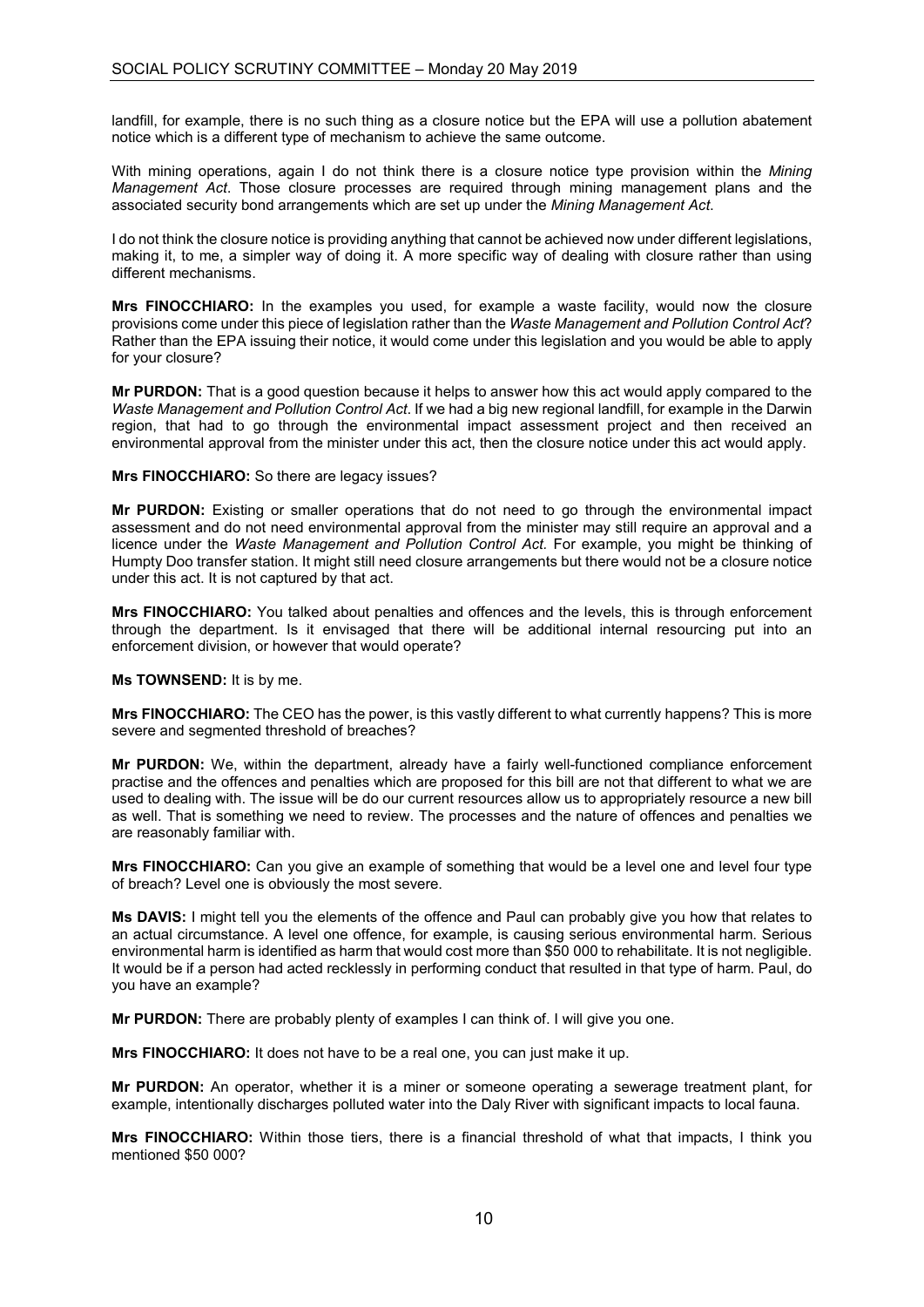landfill, for example, there is no such thing as a closure notice but the EPA will use a pollution abatement notice which is a different type of mechanism to achieve the same outcome.

With mining operations, again I do not think there is a closure notice type provision within the *Mining Management Act*. Those closure processes are required through mining management plans and the associated security bond arrangements which are set up under the *Mining Management Act*.

I do not think the closure notice is providing anything that cannot be achieved now under different legislations, making it, to me, a simpler way of doing it. A more specific way of dealing with closure rather than using different mechanisms.

**Mrs FINOCCHIARO:** In the examples you used, for example a waste facility, would now the closure provisions come under this piece of legislation rather than the *Waste Management and Pollution Control Act*? Rather than the EPA issuing their notice, it would come under this legislation and you would be able to apply for your closure?

**Mr PURDON:** That is a good question because it helps to answer how this act would apply compared to the *Waste Management and Pollution Control Act*. If we had a big new regional landfill, for example in the Darwin region, that had to go through the environmental impact assessment project and then received an environmental approval from the minister under this act, then the closure notice under this act would apply.

**Mrs FINOCCHIARO:** So there are legacy issues?

**Mr PURDON:** Existing or smaller operations that do not need to go through the environmental impact assessment and do not need environmental approval from the minister may still require an approval and a licence under the *Waste Management and Pollution Control Act*. For example, you might be thinking of Humpty Doo transfer station. It might still need closure arrangements but there would not be a closure notice under this act. It is not captured by that act.

**Mrs FINOCCHIARO:** You talked about penalties and offences and the levels, this is through enforcement through the department. Is it envisaged that there will be additional internal resourcing put into an enforcement division, or however that would operate?

**Ms TOWNSEND:** It is by me.

**Mrs FINOCCHIARO:** The CEO has the power, is this vastly different to what currently happens? This is more severe and segmented threshold of breaches?

**Mr PURDON:** We, within the department, already have a fairly well-functioned compliance enforcement practise and the offences and penalties which are proposed for this bill are not that different to what we are used to dealing with. The issue will be do our current resources allow us to appropriately resource a new bill as well. That is something we need to review. The processes and the nature of offences and penalties we are reasonably familiar with.

**Mrs FINOCCHIARO:** Can you give an example of something that would be a level one and level four type of breach? Level one is obviously the most severe.

**Ms DAVIS:** I might tell you the elements of the offence and Paul can probably give you how that relates to an actual circumstance. A level one offence, for example, is causing serious environmental harm. Serious environmental harm is identified as harm that would cost more than $50 000 to rehabilitate. It is not negligible. It would be if a person had acted recklessly in performing conduct that resulted in that type of harm. Paul, do you have an example?

**Mr PURDON:** There are probably plenty of examples I can think of. I will give you one.

**Mrs FINOCCHIARO:** It does not have to be a real one, you can just make it up.

**Mr PURDON:** An operator, whether it is a miner or someone operating a sewerage treatment plant, for example, intentionally discharges polluted water into the Daly River with significant impacts to local fauna.

**Mrs FINOCCHIARO:** Within those tiers, there is a financial threshold of what that impacts, I think you mentioned $50 000?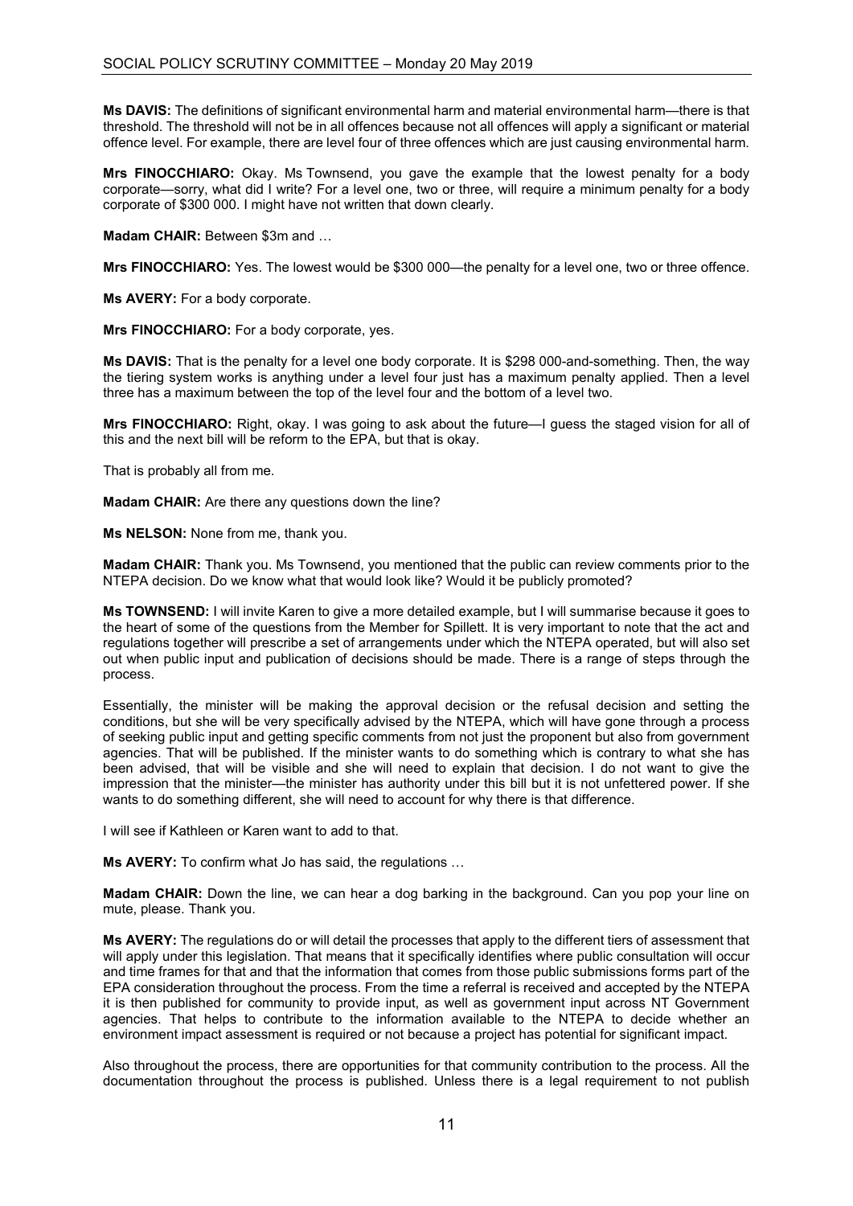**Ms DAVIS:** The definitions of significant environmental harm and material environmental harm—there is that threshold. The threshold will not be in all offences because not all offences will apply a significant or material offence level. For example, there are level four of three offences which are just causing environmental harm.

**Mrs FINOCCHIARO:** Okay. Ms Townsend, you gave the example that the lowest penalty for a body corporate—sorry, what did I write? For a level one, two or three, will require a minimum penalty for a body corporate of $300 000. I might have not written that down clearly.

**Madam CHAIR:** Between $3m and …

**Mrs FINOCCHIARO:** Yes. The lowest would be $300 000—the penalty for a level one, two or three offence.

**Ms AVERY:** For a body corporate.

**Mrs FINOCCHIARO:** For a body corporate, yes.

**Ms DAVIS:** That is the penalty for a level one body corporate. It is $298 000-and-something. Then, the way the tiering system works is anything under a level four just has a maximum penalty applied. Then a level three has a maximum between the top of the level four and the bottom of a level two.

**Mrs FINOCCHIARO:** Right, okay. I was going to ask about the future—I guess the staged vision for all of this and the next bill will be reform to the EPA, but that is okay.

That is probably all from me.

**Madam CHAIR:** Are there any questions down the line?

**Ms NELSON:** None from me, thank you.

**Madam CHAIR:** Thank you. Ms Townsend, you mentioned that the public can review comments prior to the NTEPA decision. Do we know what that would look like? Would it be publicly promoted?

**Ms TOWNSEND:** I will invite Karen to give a more detailed example, but I will summarise because it goes to the heart of some of the questions from the Member for Spillett. It is very important to note that the act and regulations together will prescribe a set of arrangements under which the NTEPA operated, but will also set out when public input and publication of decisions should be made. There is a range of steps through the process.

Essentially, the minister will be making the approval decision or the refusal decision and setting the conditions, but she will be very specifically advised by the NTEPA, which will have gone through a process of seeking public input and getting specific comments from not just the proponent but also from government agencies. That will be published. If the minister wants to do something which is contrary to what she has been advised, that will be visible and she will need to explain that decision. I do not want to give the impression that the minister—the minister has authority under this bill but it is not unfettered power. If she wants to do something different, she will need to account for why there is that difference.

I will see if Kathleen or Karen want to add to that.

**Ms AVERY:** To confirm what Jo has said, the regulations …

**Madam CHAIR:** Down the line, we can hear a dog barking in the background. Can you pop your line on mute, please. Thank you.

**Ms AVERY:** The regulations do or will detail the processes that apply to the different tiers of assessment that will apply under this legislation. That means that it specifically identifies where public consultation will occur and time frames for that and that the information that comes from those public submissions forms part of the EPA consideration throughout the process. From the time a referral is received and accepted by the NTEPA it is then published for community to provide input, as well as government input across NT Government agencies. That helps to contribute to the information available to the NTEPA to decide whether an environment impact assessment is required or not because a project has potential for significant impact.

Also throughout the process, there are opportunities for that community contribution to the process. All the documentation throughout the process is published. Unless there is a legal requirement to not publish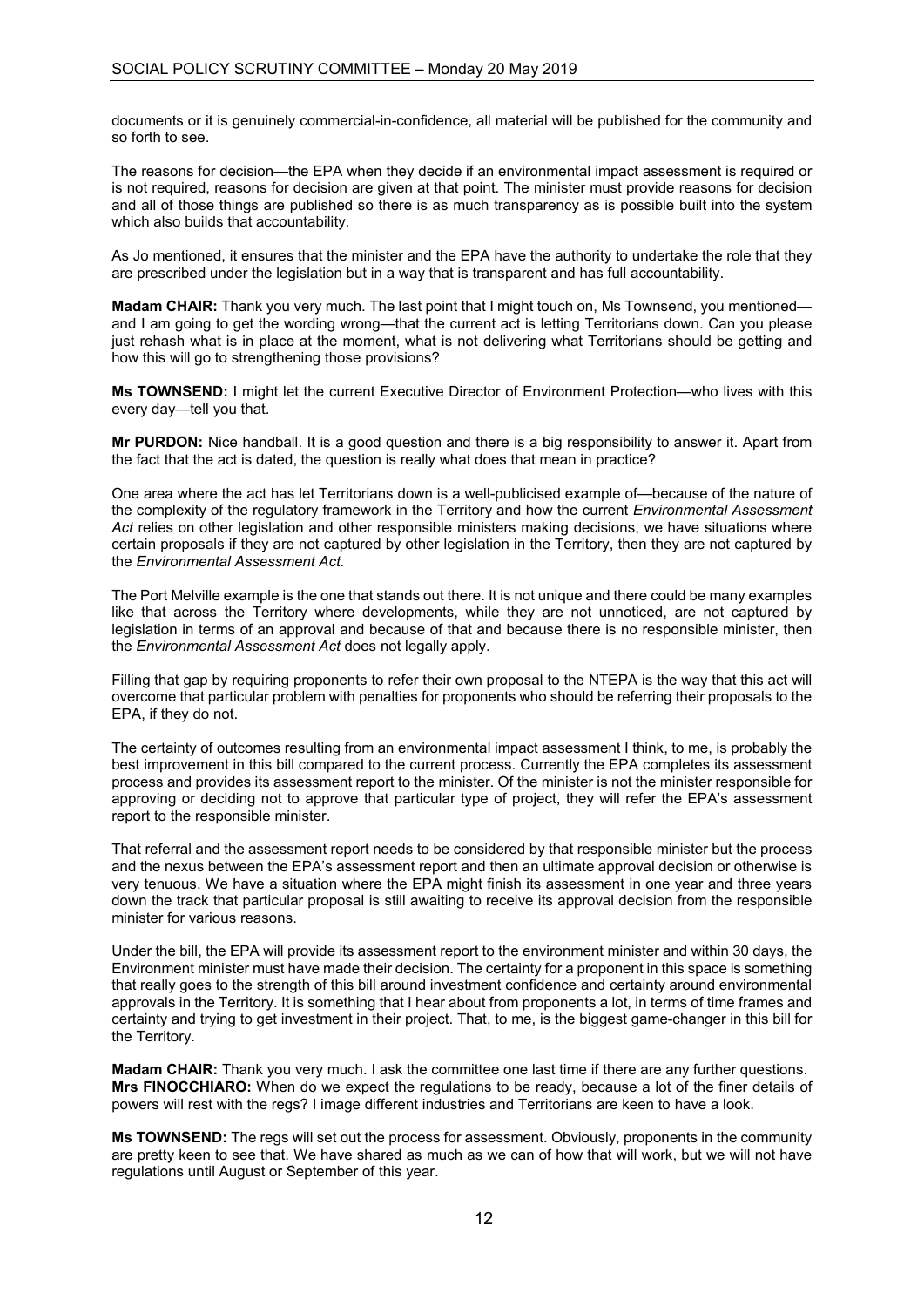documents or it is genuinely commercial-in-confidence, all material will be published for the community and so forth to see.

The reasons for decision—the EPA when they decide if an environmental impact assessment is required or is not required, reasons for decision are given at that point. The minister must provide reasons for decision and all of those things are published so there is as much transparency as is possible built into the system which also builds that accountability.

As Jo mentioned, it ensures that the minister and the EPA have the authority to undertake the role that they are prescribed under the legislation but in a way that is transparent and has full accountability.

**Madam CHAIR:** Thank you very much. The last point that I might touch on, Ms Townsend, you mentioned—and I am going to get the wording wrong—that the current act is letting Territorians down. Can you please just rehash what is in place at the moment, what is not delivering what Territorians should be getting and how this will go to strengthening those provisions?

**Ms TOWNSEND:** I might let the current Executive Director of Environment Protection—who lives with this every day—tell you that.

**Mr PURDON:** Nice handball. It is a good question and there is a big responsibility to answer it. Apart from the fact that the act is dated, the question is really what does that mean in practice?

One area where the act has let Territorians down is a well-publicised example of—because of the nature of the complexity of the regulatory framework in the Territory and how the current *Environmental Assessment Act* relies on other legislation and other responsible ministers making decisions, we have situations where certain proposals if they are not captured by other legislation in the Territory, then they are not captured by the *Environmental Assessment Act*.

The Port Melville example is the one that stands out there. It is not unique and there could be many examples like that across the Territory where developments, while they are not unnoticed, are not captured by legislation in terms of an approval and because of that and because there is no responsible minister, then the *Environmental Assessment Act* does not legally apply.

Filling that gap by requiring proponents to refer their own proposal to the NTEPA is the way that this act will overcome that particular problem with penalties for proponents who should be referring their proposals to the EPA, if they do not.

The certainty of outcomes resulting from an environmental impact assessment I think, to me, is probably the best improvement in this bill compared to the current process. Currently the EPA completes its assessment process and provides its assessment report to the minister. Of the minister is not the minister responsible for approving or deciding not to approve that particular type of project, they will refer the EPA's assessment report to the responsible minister.

That referral and the assessment report needs to be considered by that responsible minister but the process and the nexus between the EPA's assessment report and then an ultimate approval decision or otherwise is very tenuous. We have a situation where the EPA might finish its assessment in one year and three years down the track that particular proposal is still awaiting to receive its approval decision from the responsible minister for various reasons.

Under the bill, the EPA will provide its assessment report to the environment minister and within 30 days, the Environment minister must have made their decision. The certainty for a proponent in this space is something that really goes to the strength of this bill around investment confidence and certainty around environmental approvals in the Territory. It is something that I hear about from proponents a lot, in terms of time frames and certainty and trying to get investment in their project. That, to me, is the biggest game-changer in this bill for the Territory.

**Madam CHAIR:** Thank you very much. I ask the committee one last time if there are any further questions.

**Mrs FINOCCHIARO:** When do we expect the regulations to be ready, because a lot of the finer details of powers will rest with the regs? I image different industries and Territorians are keen to have a look.

**Ms TOWNSEND:** The regs will set out the process for assessment. Obviously, proponents in the community are pretty keen to see that. We have shared as much as we can of how that will work, but we will not have regulations until August or September of this year.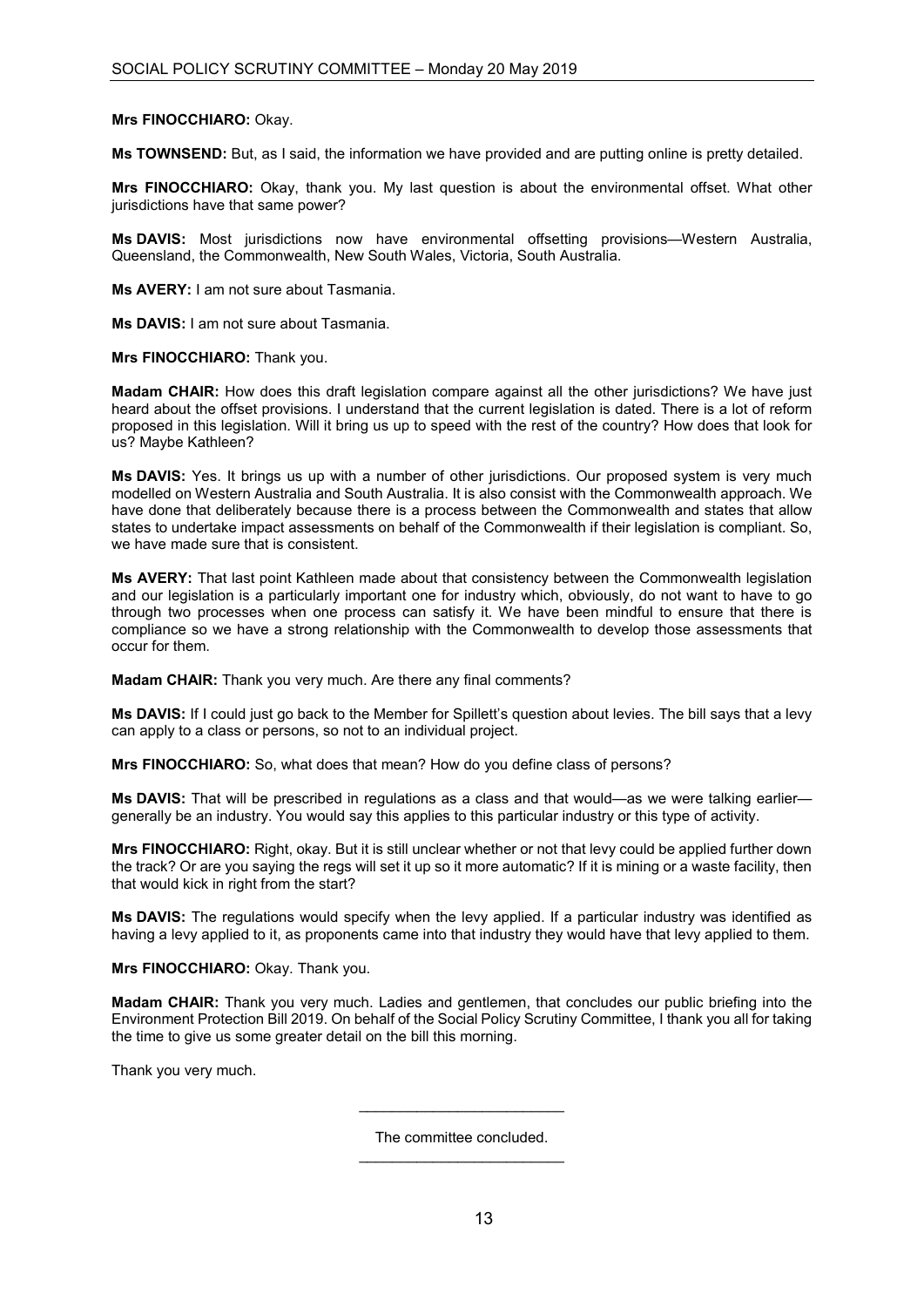**Mrs FINOCCHIARO:** Okay.

**Ms TOWNSEND:** But, as I said, the information we have provided and are putting online is pretty detailed.

**Mrs FINOCCHIARO:** Okay, thank you. My last question is about the environmental offset. What other jurisdictions have that same power?

**Ms DAVIS:** Most jurisdictions now have environmental offsetting provisions—Western Australia, Queensland, the Commonwealth, New South Wales, Victoria, South Australia.

**Ms AVERY:** I am not sure about Tasmania.

**Ms DAVIS:** I am not sure about Tasmania.

**Mrs FINOCCHIARO:** Thank you.

**Madam CHAIR:** How does this draft legislation compare against all the other jurisdictions? We have just heard about the offset provisions. I understand that the current legislation is dated. There is a lot of reform proposed in this legislation. Will it bring us up to speed with the rest of the country? How does that look for us? Maybe Kathleen?

**Ms DAVIS:** Yes. It brings us up with a number of other jurisdictions. Our proposed system is very much modelled on Western Australia and South Australia. It is also consist with the Commonwealth approach. We have done that deliberately because there is a process between the Commonwealth and states that allow states to undertake impact assessments on behalf of the Commonwealth if their legislation is compliant. So, we have made sure that is consistent.

**Ms AVERY:** That last point Kathleen made about that consistency between the Commonwealth legislation and our legislation is a particularly important one for industry which, obviously, do not want to have to go through two processes when one process can satisfy it. We have been mindful to ensure that there is compliance so we have a strong relationship with the Commonwealth to develop those assessments that occur for them.

**Madam CHAIR:** Thank you very much. Are there any final comments?

**Ms DAVIS:** If I could just go back to the Member for Spillett's question about levies. The bill says that a levy can apply to a class or persons, so not to an individual project.

**Mrs FINOCCHIARO:** So, what does that mean? How do you define class of persons?

**Ms DAVIS:** That will be prescribed in regulations as a class and that would—as we were talking earlier—generally be an industry. You would say this applies to this particular industry or this type of activity.

**Mrs FINOCCHIARO:** Right, okay. But it is still unclear whether or not that levy could be applied further down the track? Or are you saying the regs will set it up so it more automatic? If it is mining or a waste facility, then that would kick in right from the start?

**Ms DAVIS:** The regulations would specify when the levy applied. If a particular industry was identified as having a levy applied to it, as proponents came into that industry they would have that levy applied to them.

**Mrs FINOCCHIARO:** Okay. Thank you.

**Madam CHAIR:** Thank you very much. Ladies and gentlemen, that concludes our public briefing into the Environment Protection Bill 2019. On behalf of the Social Policy Scrutiny Committee, I thank you all for taking the time to give us some greater detail on the bill this morning.

Thank you very much.

---

The committee concluded.

---